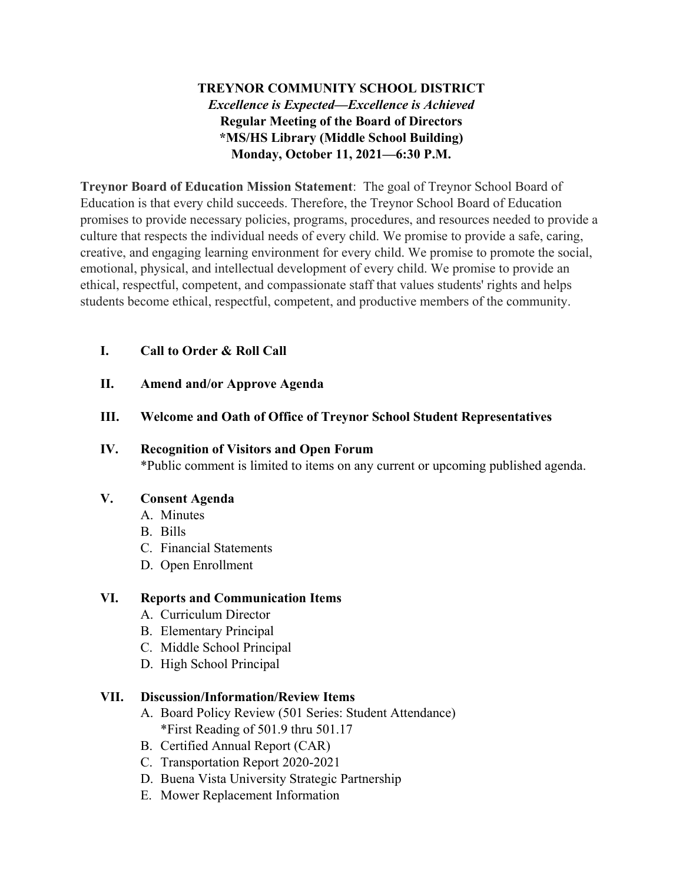# TREYNOR COMMUNITY SCHOOL DISTRICT

***Excellence is Expected—Excellence is Achieved***

**Regular Meeting of the Board of Directors**

**\*MS/HS Library (Middle School Building)**

**Monday, October 11, 2021—6:30 P.M.**

**Treynor Board of Education Mission Statement**: The goal of Treynor School Board of Education is that every child succeeds. Therefore, the Treynor School Board of Education promises to provide necessary policies, programs, procedures, and resources needed to provide a culture that respects the individual needs of every child. We promise to provide a safe, caring, creative, and engaging learning environment for every child. We promise to promote the social, emotional, physical, and intellectual development of every child. We promise to provide an ethical, respectful, competent, and compassionate staff that values students' rights and helps students become ethical, respectful, competent, and productive members of the community.

**I. Call to Order & Roll Call**

**II. Amend and/or Approve Agenda**

**III. Welcome and Oath of Office of Treynor School Student Representatives**

**IV. Recognition of Visitors and Open Forum**

\*Public comment is limited to items on any current or upcoming published agenda.

**V. Consent Agenda**

A. Minutes
B. Bills
C. Financial Statements
D. Open Enrollment

**VI. Reports and Communication Items**

A. Curriculum Director
B. Elementary Principal
C. Middle School Principal
D. High School Principal

**VII. Discussion/Information/Review Items**

A. Board Policy Review (501 Series: Student Attendance)
   \*First Reading of 501.9 thru 501.17
B. Certified Annual Report (CAR)
C. Transportation Report 2020-2021
D. Buena Vista University Strategic Partnership
E. Mower Replacement Information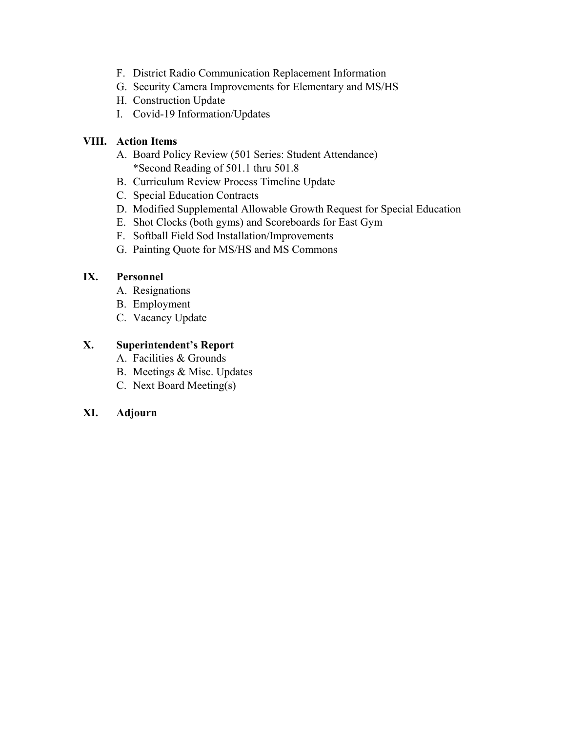F. District Radio Communication Replacement Information
G. Security Camera Improvements for Elementary and MS/HS
H. Construction Update
I. Covid-19 Information/Updates

**VIII. Action Items**

A. Board Policy Review (501 Series: Student Attendance)
   *Second Reading of 501.1 thru 501.8
B. Curriculum Review Process Timeline Update
C. Special Education Contracts
D. Modified Supplemental Allowable Growth Request for Special Education
E. Shot Clocks (both gyms) and Scoreboards for East Gym
F. Softball Field Sod Installation/Improvements
G. Painting Quote for MS/HS and MS Commons

**IX. Personnel**

A. Resignations
B. Employment
C. Vacancy Update

**X. Superintendent's Report**

A. Facilities & Grounds
B. Meetings & Misc. Updates
C. Next Board Meeting(s)

**XI. Adjourn**